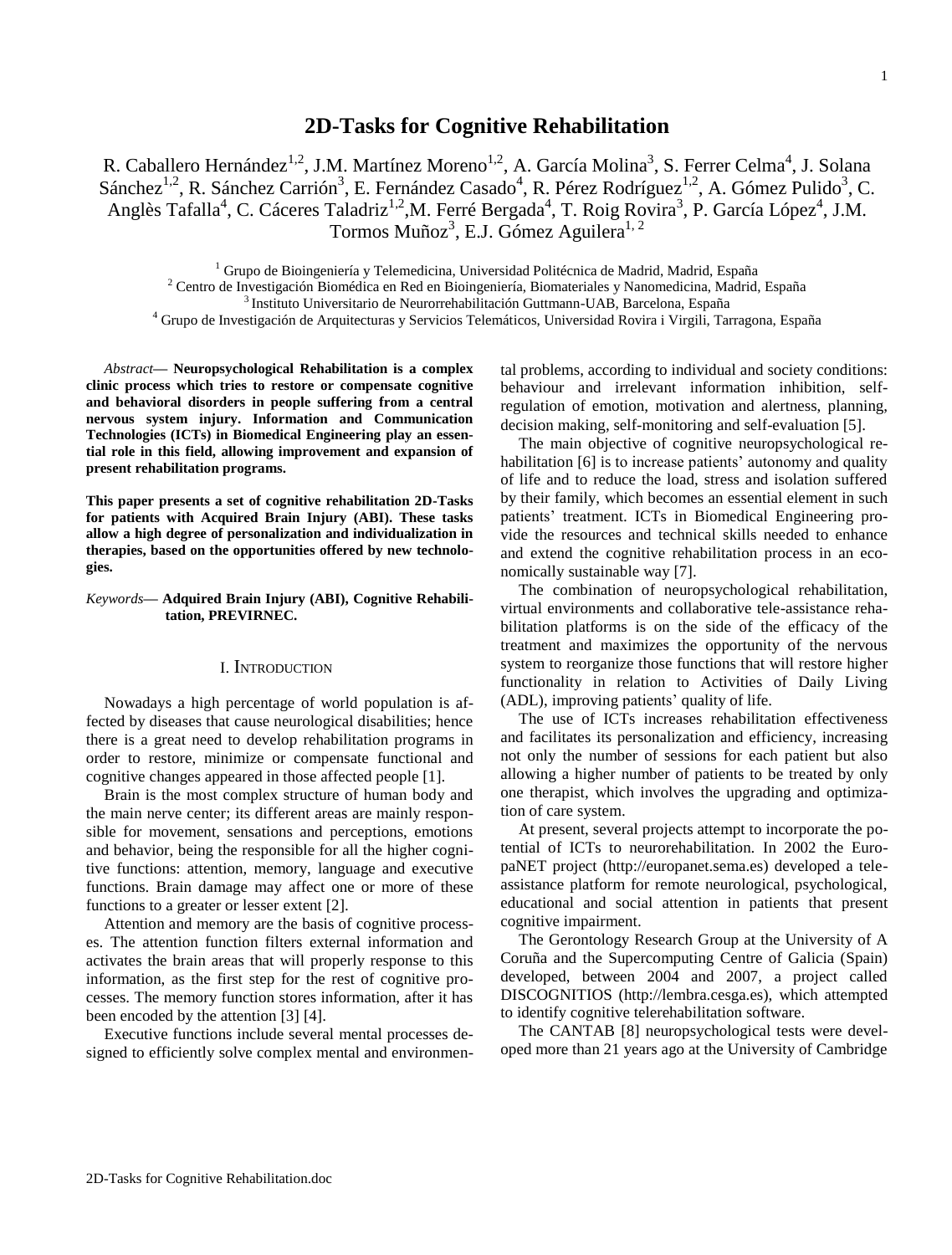# 2D-Tasks for Cognitive Rehabilitation

R. Caballero Hernández[1,2], J.M. Martínez Moreno[1,2], A. García Molina[3], S. Ferrer Celma[4], J. Solana Sánchez[1,2], R. Sánchez Carrión[3], E. Fernández Casado[4], R. Pérez Rodríguez[1,2], A. Gómez Pulido[3], C. Anglès Tafalla[4], C. Cáceres Taladriz[1,2], M. Ferré Bergada[4], T. Roig Rovira[3], P. García López[4], J.M. Tormos Muñoz[3], E.J. Gómez Aguilera[1,2]

[1] Grupo de Bioingeniería y Telemedicina, Universidad Politécnica de Madrid, Madrid, España

[2] Centro de Investigación Biomédica en Red en Bioingeniería, Biomateriales y Nanomedicina, Madrid, España

[3] Instituto Universitario de Neurorrehabilitación Guttmann-UAB, Barcelona, España

[4] Grupo de Investigación de Arquitecturas y Servicios Telemáticos, Universidad Rovira i Virgili, Tarragona, España

*Abstract*— **Neuropsychological Rehabilitation is a complex clinic process which tries to restore or compensate cognitive and behavioral disorders in people suffering from a central nervous system injury. Information and Communication Technologies (ICTs) in Biomedical Engineering play an essential role in this field, allowing improvement and expansion of present rehabilitation programs.**

**This paper presents a set of cognitive rehabilitation 2D-Tasks for patients with Acquired Brain Injury (ABI). These tasks allow a high degree of personalization and individualization in therapies, based on the opportunities offered by new technologies.**

*Keywords*— **Adquired Brain Injury (ABI), Cognitive Rehabilitation, PREVIRNEC.**

## I. Introduction

Nowadays a high percentage of world population is affected by diseases that cause neurological disabilities; hence there is a great need to develop rehabilitation programs in order to restore, minimize or compensate functional and cognitive changes appeared in those affected people [1].

Brain is the most complex structure of human body and the main nerve center; its different areas are mainly responsible for movement, sensations and perceptions, emotions and behavior, being the responsible for all the higher cognitive functions: attention, memory, language and executive functions. Brain damage may affect one or more of these functions to a greater or lesser extent [2].

Attention and memory are the basis of cognitive processes. The attention function filters external information and activates the brain areas that will properly response to this information, as the first step for the rest of cognitive processes. The memory function stores information, after it has been encoded by the attention [3] [4].

Executive functions include several mental processes designed to efficiently solve complex mental and environmental problems, according to individual and society conditions: behaviour and irrelevant information inhibition, self-regulation of emotion, motivation and alertness, planning, decision making, self-monitoring and self-evaluation [5].

The main objective of cognitive neuropsychological rehabilitation [6] is to increase patients' autonomy and quality of life and to reduce the load, stress and isolation suffered by their family, which becomes an essential element in such patients' treatment. ICTs in Biomedical Engineering provide the resources and technical skills needed to enhance and extend the cognitive rehabilitation process in an economically sustainable way [7].

The combination of neuropsychological rehabilitation, virtual environments and collaborative tele-assistance rehabilitation platforms is on the side of the efficacy of the treatment and maximizes the opportunity of the nervous system to reorganize those functions that will restore higher functionality in relation to Activities of Daily Living (ADL), improving patients' quality of life.

The use of ICTs increases rehabilitation effectiveness and facilitates its personalization and efficiency, increasing not only the number of sessions for each patient but also allowing a higher number of patients to be treated by only one therapist, which involves the upgrading and optimization of care system.

At present, several projects attempt to incorporate the potential of ICTs to neurorehabilitation. In 2002 the EuropaNET project (http://europanet.sema.es) developed a tele-assistance platform for remote neurological, psychological, educational and social attention in patients that present cognitive impairment.

The Gerontology Research Group at the University of A Coruña and the Supercomputing Centre of Galicia (Spain) developed, between 2004 and 2007, a project called DISCOGNITIOS (http://lembra.cesga.es), which attempted to identify cognitive telerehabilitation software.

The CANTAB [8] neuropsychological tests were developed more than 21 years ago at the University of Cambridge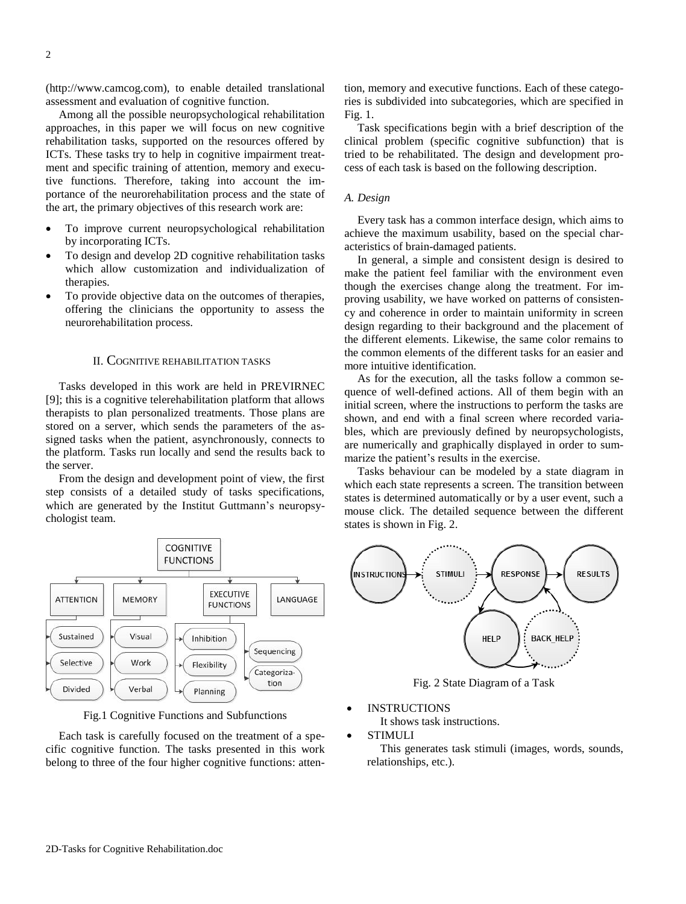(http://www.camcog.com), to enable detailed translational assessment and evaluation of cognitive function.

Among all the possible neuropsychological rehabilitation approaches, in this paper we will focus on new cognitive rehabilitation tasks, supported on the resources offered by ICTs. These tasks try to help in cognitive impairment treatment and specific training of attention, memory and executive functions. Therefore, taking into account the importance of the neurorehabilitation process and the state of the art, the primary objectives of this research work are:

- To improve current neuropsychological rehabilitation by incorporating ICTs.
- To design and develop 2D cognitive rehabilitation tasks which allow customization and individualization of therapies.
- To provide objective data on the outcomes of therapies, offering the clinicians the opportunity to assess the neurorehabilitation process.

## II. Cognitive rehabilitation tasks

Tasks developed in this work are held in PREVIRNEC [9]; this is a cognitive telerehabilitation platform that allows therapists to plan personalized treatments. Those plans are stored on a server, which sends the parameters of the assigned tasks when the patient, asynchronously, connects to the platform. Tasks run locally and send the results back to the server.

From the design and development point of view, the first step consists of a detailed study of tasks specifications, which are generated by the Institut Guttmann's neuropsychologist team.

Fig.1 Cognitive Functions and Subfunctions

Each task is carefully focused on the treatment of a specific cognitive function. The tasks presented in this work belong to three of the four higher cognitive functions: attention, memory and executive functions. Each of these categories is subdivided into subcategories, which are specified in Fig. 1.

Task specifications begin with a brief description of the clinical problem (specific cognitive subfunction) that is tried to be rehabilitated. The design and development process of each task is based on the following description.

### *A. Design*

Every task has a common interface design, which aims to achieve the maximum usability, based on the special characteristics of brain-damaged patients.

In general, a simple and consistent design is desired to make the patient feel familiar with the environment even though the exercises change along the treatment. For improving usability, we have worked on patterns of consistency and coherence in order to maintain uniformity in screen design regarding to their background and the placement of the different elements. Likewise, the same color remains to the common elements of the different tasks for an easier and more intuitive identification.

As for the execution, all the tasks follow a common sequence of well-defined actions. All of them begin with an initial screen, where the instructions to perform the tasks are shown, and end with a final screen where recorded variables, which are previously defined by neuropsychologists, are numerically and graphically displayed in order to summarize the patient's results in the exercise.

Tasks behaviour can be modeled by a state diagram in which each state represents a screen. The transition between states is determined automatically or by a user event, such a mouse click. The detailed sequence between the different states is shown in Fig. 2.

Fig. 2 State Diagram of a Task

- INSTRUCTIONS
  It shows task instructions.
- STIMULI
  This generates task stimuli (images, words, sounds, relationships, etc.).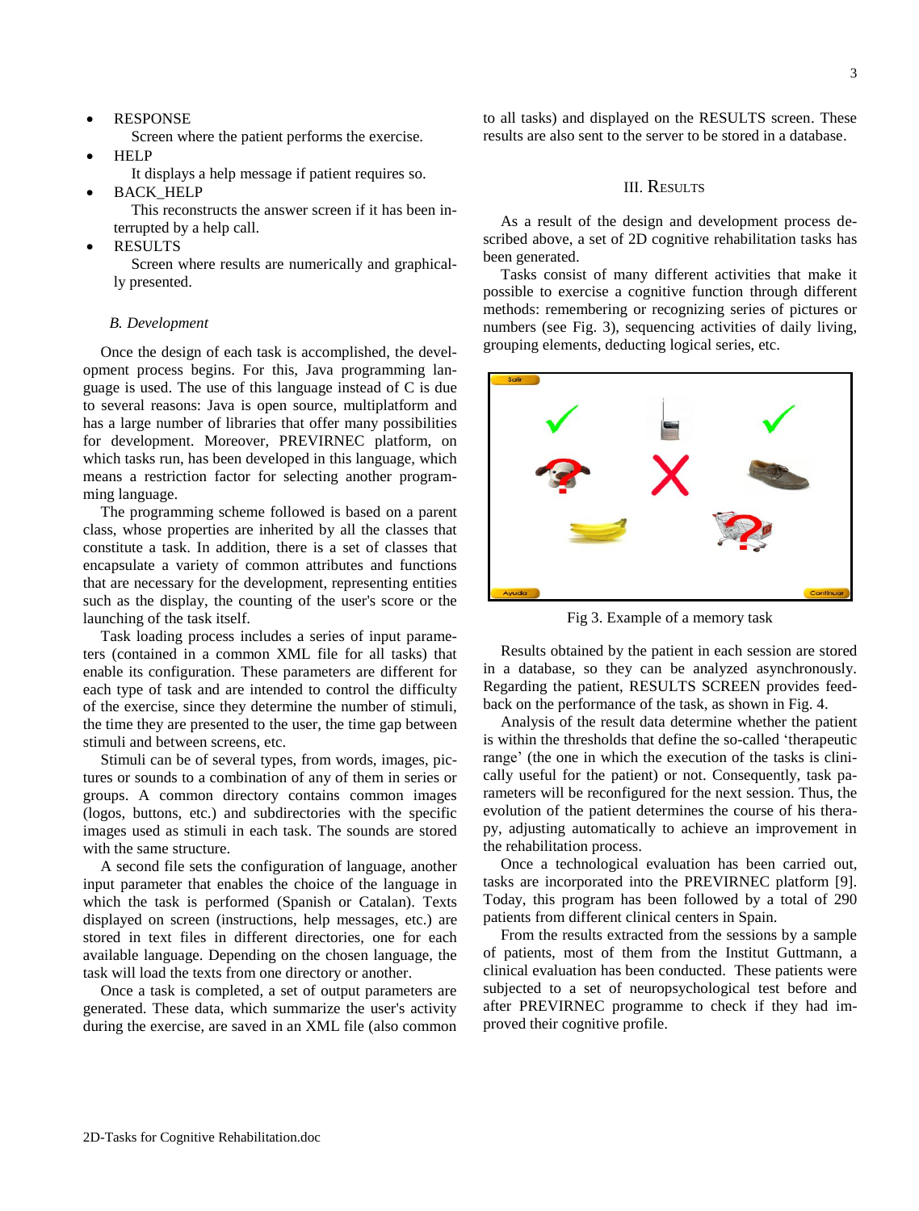- RESPONSE

  Screen where the patient performs the exercise.
- HELP

  It displays a help message if patient requires so.
- BACK_HELP

  This reconstructs the answer screen if it has been interrupted by a help call.
- RESULTS

  Screen where results are numerically and graphically presented.

### *B. Development*

Once the design of each task is accomplished, the development process begins. For this, Java programming language is used. The use of this language instead of C is due to several reasons: Java is open source, multiplatform and has a large number of libraries that offer many possibilities for development. Moreover, PREVIRNEC platform, on which tasks run, has been developed in this language, which means a restriction factor for selecting another programming language.

The programming scheme followed is based on a parent class, whose properties are inherited by all the classes that constitute a task. In addition, there is a set of classes that encapsulate a variety of common attributes and functions that are necessary for the development, representing entities such as the display, the counting of the user's score or the launching of the task itself.

Task loading process includes a series of input parameters (contained in a common XML file for all tasks) that enable its configuration. These parameters are different for each type of task and are intended to control the difficulty of the exercise, since they determine the number of stimuli, the time they are presented to the user, the time gap between stimuli and between screens, etc.

Stimuli can be of several types, from words, images, pictures or sounds to a combination of any of them in series or groups. A common directory contains common images (logos, buttons, etc.) and subdirectories with the specific images used as stimuli in each task. The sounds are stored with the same structure.

A second file sets the configuration of language, another input parameter that enables the choice of the language in which the task is performed (Spanish or Catalan). Texts displayed on screen (instructions, help messages, etc.) are stored in text files in different directories, one for each available language. Depending on the chosen language, the task will load the texts from one directory or another.

Once a task is completed, a set of output parameters are generated. These data, which summarize the user's activity during the exercise, are saved in an XML file (also common to all tasks) and displayed on the RESULTS screen. These results are also sent to the server to be stored in a database.

## III. Results

As a result of the design and development process described above, a set of 2D cognitive rehabilitation tasks has been generated.

Tasks consist of many different activities that make it possible to exercise a cognitive function through different methods: remembering or recognizing series of pictures or numbers (see Fig. 3), sequencing activities of daily living, grouping elements, deducting logical series, etc.

Fig 3. Example of a memory task

Results obtained by the patient in each session are stored in a database, so they can be analyzed asynchronously. Regarding the patient, RESULTS SCREEN provides feedback on the performance of the task, as shown in Fig. 4.

Analysis of the result data determine whether the patient is within the thresholds that define the so-called 'therapeutic range' (the one in which the execution of the tasks is clinically useful for the patient) or not. Consequently, task parameters will be reconfigured for the next session. Thus, the evolution of the patient determines the course of his therapy, adjusting automatically to achieve an improvement in the rehabilitation process.

Once a technological evaluation has been carried out, tasks are incorporated into the PREVIRNEC platform [9]. Today, this program has been followed by a total of 290 patients from different clinical centers in Spain.

From the results extracted from the sessions by a sample of patients, most of them from the Institut Guttmann, a clinical evaluation has been conducted. These patients were subjected to a set of neuropsychological test before and after PREVIRNEC programme to check if they had improved their cognitive profile.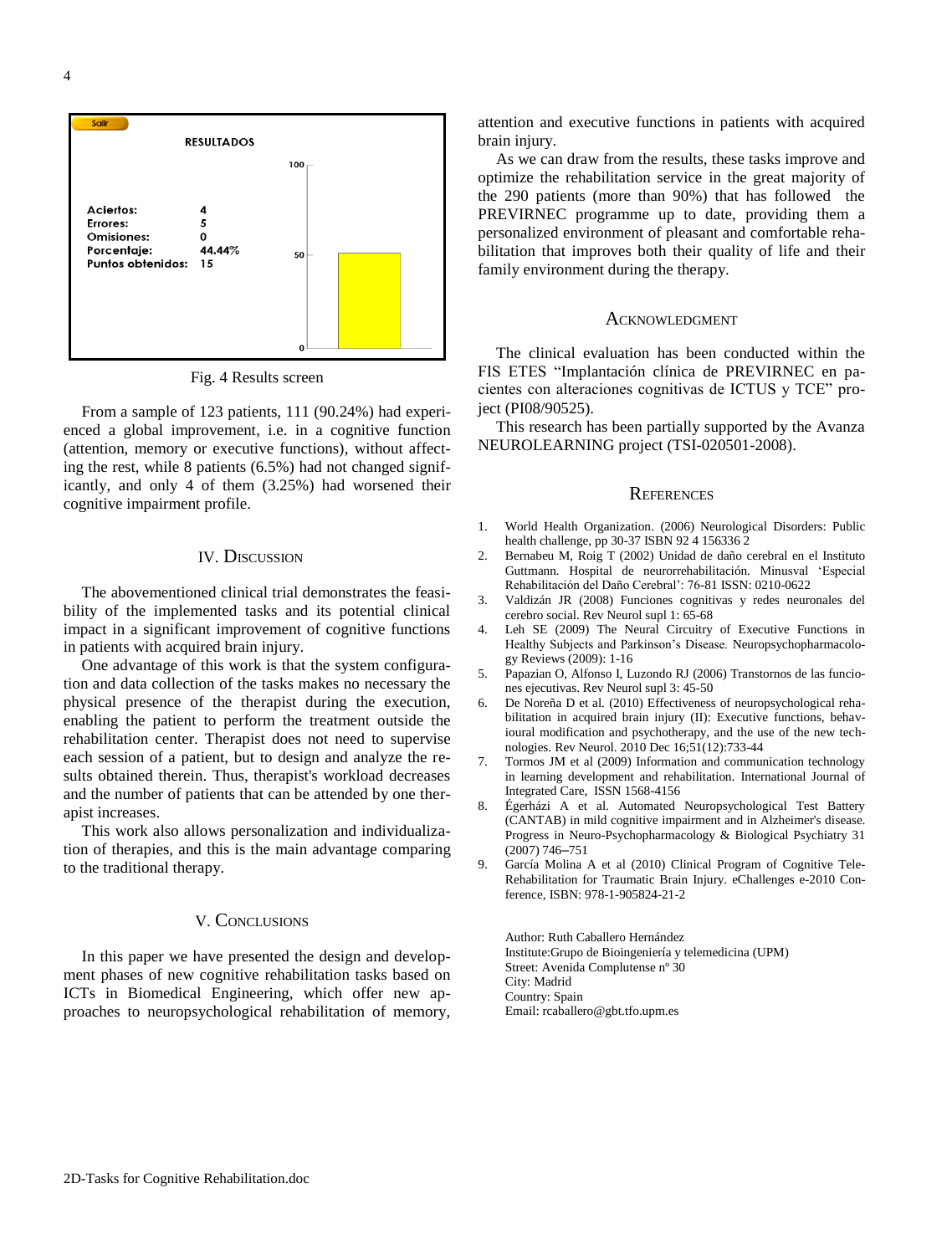Salir

RESULTADOS

Aciertos: 4
Errores: 5
Omisiones: 0
Porcentaje: 44.44%
Puntos obtenidos: 15

100
50
0

Fig. 4 Results screen

From a sample of 123 patients, 111 (90.24%) had experienced a global improvement, i.e. in a cognitive function (attention, memory or executive functions), without affecting the rest, while 8 patients (6.5%) had not changed significantly, and only 4 of them (3.25%) had worsened their cognitive impairment profile.

## IV. Discussion

The abovementioned clinical trial demonstrates the feasibility of the implemented tasks and its potential clinical impact in a significant improvement of cognitive functions in patients with acquired brain injury.

One advantage of this work is that the system configuration and data collection of the tasks makes no necessary the physical presence of the therapist during the execution, enabling the patient to perform the treatment outside the rehabilitation center. Therapist does not need to supervise each session of a patient, but to design and analyze the results obtained therein. Thus, therapist's workload decreases and the number of patients that can be attended by one therapist increases.

This work also allows personalization and individualization of therapies, and this is the main advantage comparing to the traditional therapy.

## V. Conclusions

In this paper we have presented the design and development phases of new cognitive rehabilitation tasks based on ICTs in Biomedical Engineering, which offer new approaches to neuropsychological rehabilitation of memory, attention and executive functions in patients with acquired brain injury.

As we can draw from the results, these tasks improve and optimize the rehabilitation service in the great majority of the 290 patients (more than 90%) that has followed the PREVIRNEC programme up to date, providing them a personalized environment of pleasant and comfortable rehabilitation that improves both their quality of life and their family environment during the therapy.

## Acknowledgment

The clinical evaluation has been conducted within the FIS ETES "Implantación clínica de PREVIRNEC en pacientes con alteraciones cognitivas de ICTUS y TCE" project (PI08/90525).

This research has been partially supported by the Avanza NEUROLEARNING project (TSI-020501-2008).

## References

1. World Health Organization. (2006) Neurological Disorders: Public health challenge, pp 30-37 ISBN 92 4 156336 2
2. Bernabeu M, Roig T (2002) Unidad de daño cerebral en el Instituto Guttmann. Hospital de neurorrehabilitación. Minusval 'Especial Rehabilitación del Daño Cerebral': 76-81 ISSN: 0210-0622
3. Valdizán JR (2008) Funciones cognitivas y redes neuronales del cerebro social. Rev Neurol supl 1: 65-68
4. Leh SE (2009) The Neural Circuitry of Executive Functions in Healthy Subjects and Parkinson's Disease. Neuropsychopharmacology Reviews (2009): 1-16
5. Papazian O, Alfonso I, Luzondo RJ (2006) Transtornos de las funciones ejecutivas. Rev Neurol supl 3: 45-50
6. De Noreña D et al. (2010) Effectiveness of neuropsychological rehabilitation in acquired brain injury (II): Executive functions, behavioural modification and psychotherapy, and the use of the new technologies. Rev Neurol. 2010 Dec 16;51(12):733-44
7. Tormos JM et al (2009) Information and communication technology in learning development and rehabilitation. International Journal of Integrated Care, ISSN 1568-4156
8. Égerházi A et al. Automated Neuropsychological Test Battery (CANTAB) in mild cognitive impairment and in Alzheimer's disease. Progress in Neuro-Psychopharmacology & Biological Psychiatry 31 (2007) 746–751
9. García Molina A et al (2010) Clinical Program of Cognitive Tele-Rehabilitation for Traumatic Brain Injury. eChallenges e-2010 Conference, ISBN: 978-1-905824-21-2

Author: Ruth Caballero Hernández
Institute:Grupo de Bioingeniería y telemedicina (UPM)
Street: Avenida Complutense nº 30
City: Madrid
Country: Spain
Email: rcaballero@gbt.tfo.upm.es